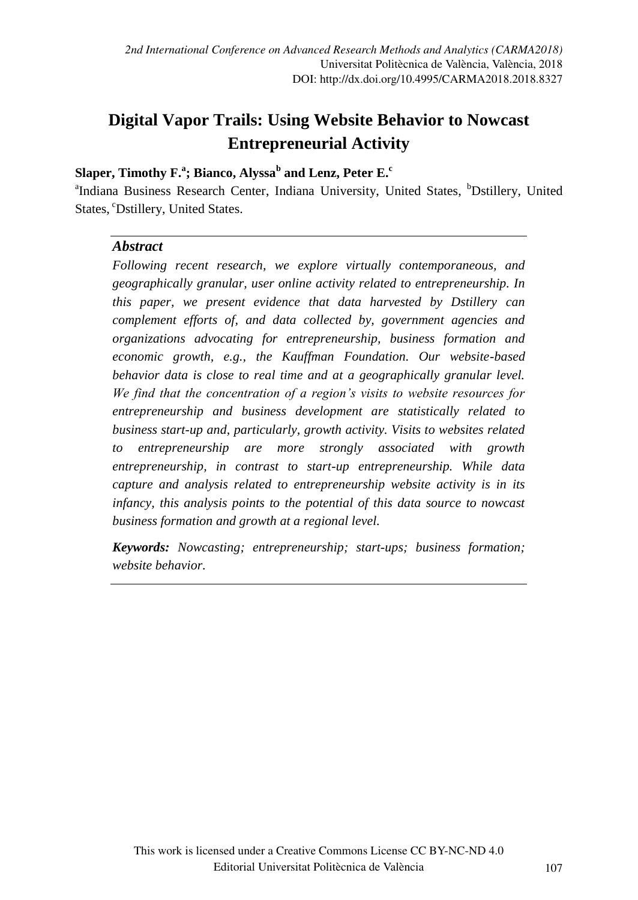# Digital Vapor Trails: Using Website Behavior to Nowcast Entrepreneurial Activity

**Slaper, Timothy F.[a]; Bianco, Alyssa[b] and Lenz, Peter E.[c]**

[a]Indiana Business Research Center, Indiana University, United States, [b]Dstillery, United States, [c]Dstillery, United States.

### *Abstract*

*Following recent research, we explore virtually contemporaneous, and geographically granular, user online activity related to entrepreneurship. In this paper, we present evidence that data harvested by Dstillery can complement efforts of, and data collected by, government agencies and organizations advocating for entrepreneurship, business formation and economic growth, e.g., the Kauffman Foundation. Our website-based behavior data is close to real time and at a geographically granular level. We find that the concentration of a region's visits to website resources for entrepreneurship and business development are statistically related to business start-up and, particularly, growth activity. Visits to websites related to entrepreneurship are more strongly associated with growth entrepreneurship, in contrast to start-up entrepreneurship. While data capture and analysis related to entrepreneurship website activity is in its infancy, this analysis points to the potential of this data source to nowcast business formation and growth at a regional level.*

***Keywords:*** *Nowcasting; entrepreneurship; start-ups; business formation; website behavior.*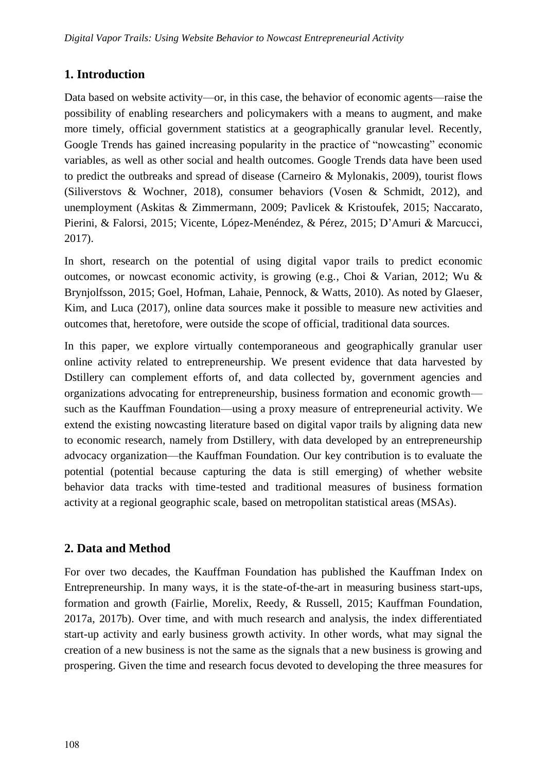## 1. Introduction

Data based on website activity—or, in this case, the behavior of economic agents—raise the possibility of enabling researchers and policymakers with a means to augment, and make more timely, official government statistics at a geographically granular level. Recently, Google Trends has gained increasing popularity in the practice of "nowcasting" economic variables, as well as other social and health outcomes. Google Trends data have been used to predict the outbreaks and spread of disease (Carneiro & Mylonakis, 2009), tourist flows (Siliverstovs & Wochner, 2018), consumer behaviors (Vosen & Schmidt, 2012), and unemployment (Askitas & Zimmermann, 2009; Pavlicek & Kristoufek, 2015; Naccarato, Pierini, & Falorsi, 2015; Vicente, López-Menéndez, & Pérez, 2015; D'Amuri & Marcucci, 2017).

In short, research on the potential of using digital vapor trails to predict economic outcomes, or nowcast economic activity, is growing (e.g., Choi & Varian, 2012; Wu & Brynjolfsson, 2015; Goel, Hofman, Lahaie, Pennock, & Watts, 2010). As noted by Glaeser, Kim, and Luca (2017), online data sources make it possible to measure new activities and outcomes that, heretofore, were outside the scope of official, traditional data sources.

In this paper, we explore virtually contemporaneous and geographically granular user online activity related to entrepreneurship. We present evidence that data harvested by Dstillery can complement efforts of, and data collected by, government agencies and organizations advocating for entrepreneurship, business formation and economic growth—such as the Kauffman Foundation—using a proxy measure of entrepreneurial activity. We extend the existing nowcasting literature based on digital vapor trails by aligning data new to economic research, namely from Dstillery, with data developed by an entrepreneurship advocacy organization—the Kauffman Foundation. Our key contribution is to evaluate the potential (potential because capturing the data is still emerging) of whether website behavior data tracks with time-tested and traditional measures of business formation activity at a regional geographic scale, based on metropolitan statistical areas (MSAs).

## 2. Data and Method

For over two decades, the Kauffman Foundation has published the Kauffman Index on Entrepreneurship. In many ways, it is the state-of-the-art in measuring business start-ups, formation and growth (Fairlie, Morelix, Reedy, & Russell, 2015; Kauffman Foundation, 2017a, 2017b). Over time, and with much research and analysis, the index differentiated start-up activity and early business growth activity. In other words, what may signal the creation of a new business is not the same as the signals that a new business is growing and prospering. Given the time and research focus devoted to developing the three measures for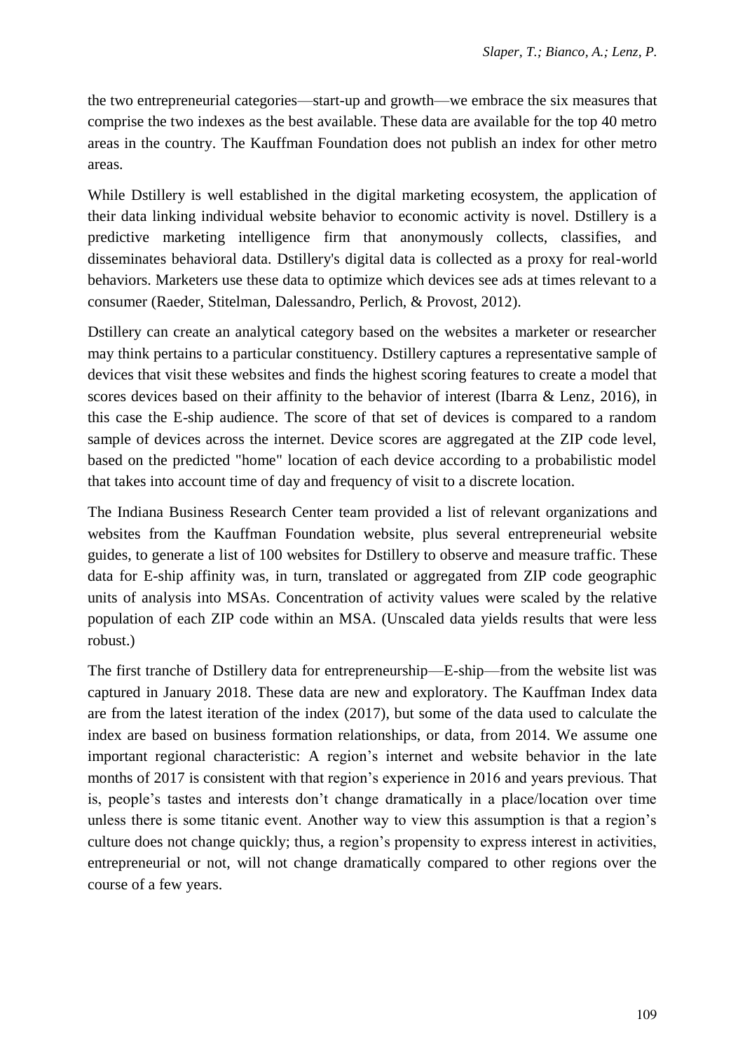the two entrepreneurial categories—start-up and growth—we embrace the six measures that comprise the two indexes as the best available. These data are available for the top 40 metro areas in the country. The Kauffman Foundation does not publish an index for other metro areas.

While Dstillery is well established in the digital marketing ecosystem, the application of their data linking individual website behavior to economic activity is novel. Dstillery is a predictive marketing intelligence firm that anonymously collects, classifies, and disseminates behavioral data. Dstillery's digital data is collected as a proxy for real-world behaviors. Marketers use these data to optimize which devices see ads at times relevant to a consumer (Raeder, Stitelman, Dalessandro, Perlich, & Provost, 2012).

Dstillery can create an analytical category based on the websites a marketer or researcher may think pertains to a particular constituency. Dstillery captures a representative sample of devices that visit these websites and finds the highest scoring features to create a model that scores devices based on their affinity to the behavior of interest (Ibarra & Lenz, 2016), in this case the E-ship audience. The score of that set of devices is compared to a random sample of devices across the internet. Device scores are aggregated at the ZIP code level, based on the predicted "home" location of each device according to a probabilistic model that takes into account time of day and frequency of visit to a discrete location.

The Indiana Business Research Center team provided a list of relevant organizations and websites from the Kauffman Foundation website, plus several entrepreneurial website guides, to generate a list of 100 websites for Dstillery to observe and measure traffic. These data for E-ship affinity was, in turn, translated or aggregated from ZIP code geographic units of analysis into MSAs. Concentration of activity values were scaled by the relative population of each ZIP code within an MSA. (Unscaled data yields results that were less robust.)

The first tranche of Dstillery data for entrepreneurship—E-ship—from the website list was captured in January 2018. These data are new and exploratory. The Kauffman Index data are from the latest iteration of the index (2017), but some of the data used to calculate the index are based on business formation relationships, or data, from 2014. We assume one important regional characteristic: A region's internet and website behavior in the late months of 2017 is consistent with that region's experience in 2016 and years previous. That is, people's tastes and interests don't change dramatically in a place/location over time unless there is some titanic event. Another way to view this assumption is that a region's culture does not change quickly; thus, a region's propensity to express interest in activities, entrepreneurial or not, will not change dramatically compared to other regions over the course of a few years.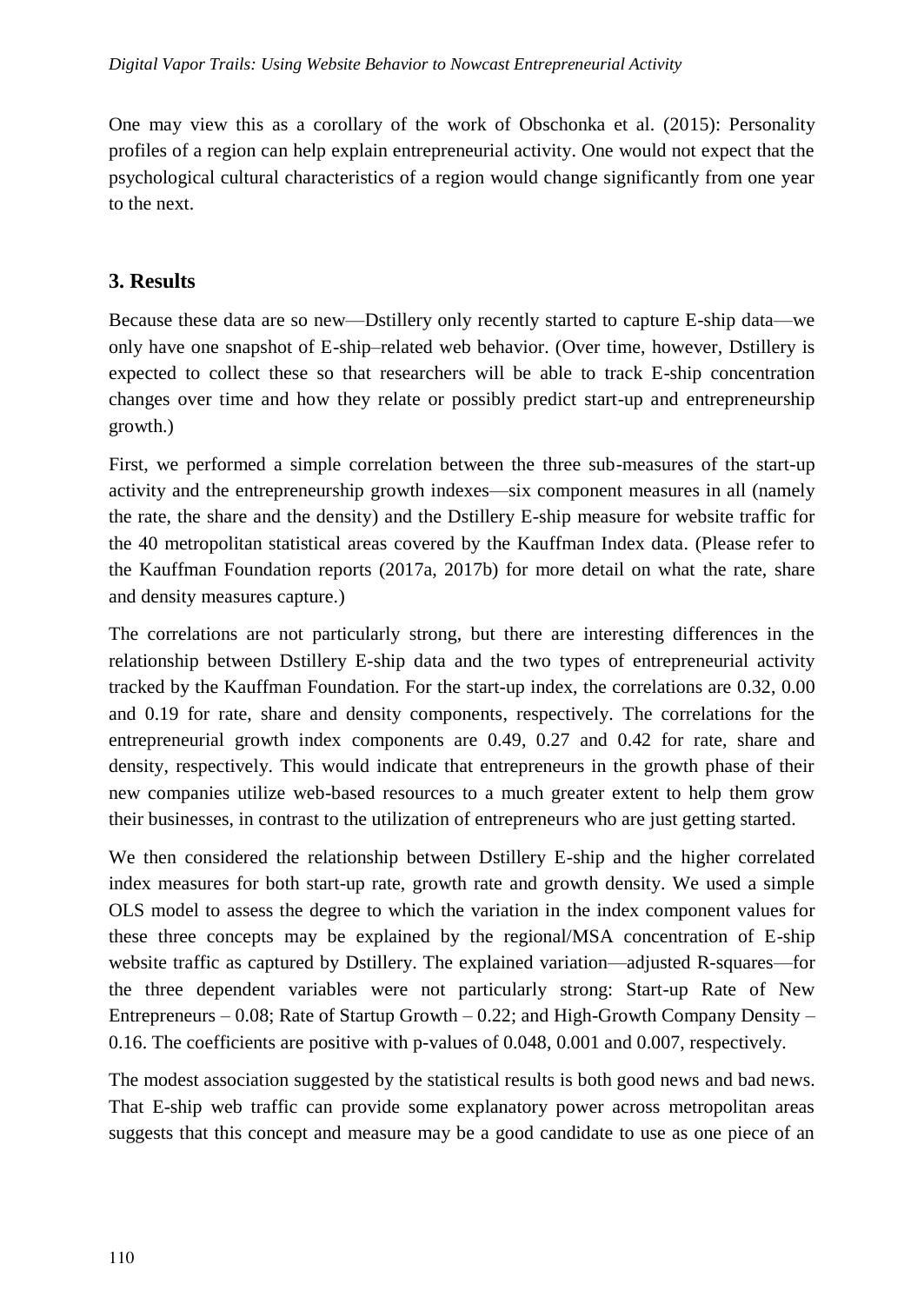One may view this as a corollary of the work of Obschonka et al. (2015): Personality profiles of a region can help explain entrepreneurial activity. One would not expect that the psychological cultural characteristics of a region would change significantly from one year to the next.

## 3. Results

Because these data are so new—Dstillery only recently started to capture E-ship data—we only have one snapshot of E-ship–related web behavior. (Over time, however, Dstillery is expected to collect these so that researchers will be able to track E-ship concentration changes over time and how they relate or possibly predict start-up and entrepreneurship growth.)

First, we performed a simple correlation between the three sub-measures of the start-up activity and the entrepreneurship growth indexes—six component measures in all (namely the rate, the share and the density) and the Dstillery E-ship measure for website traffic for the 40 metropolitan statistical areas covered by the Kauffman Index data. (Please refer to the Kauffman Foundation reports (2017a, 2017b) for more detail on what the rate, share and density measures capture.)

The correlations are not particularly strong, but there are interesting differences in the relationship between Dstillery E-ship data and the two types of entrepreneurial activity tracked by the Kauffman Foundation. For the start-up index, the correlations are 0.32, 0.00 and 0.19 for rate, share and density components, respectively. The correlations for the entrepreneurial growth index components are 0.49, 0.27 and 0.42 for rate, share and density, respectively. This would indicate that entrepreneurs in the growth phase of their new companies utilize web-based resources to a much greater extent to help them grow their businesses, in contrast to the utilization of entrepreneurs who are just getting started.

We then considered the relationship between Dstillery E-ship and the higher correlated index measures for both start-up rate, growth rate and growth density. We used a simple OLS model to assess the degree to which the variation in the index component values for these three concepts may be explained by the regional/MSA concentration of E-ship website traffic as captured by Dstillery. The explained variation—adjusted R-squares—for the three dependent variables were not particularly strong: Start-up Rate of New Entrepreneurs – 0.08; Rate of Startup Growth – 0.22; and High-Growth Company Density – 0.16. The coefficients are positive with p-values of 0.048, 0.001 and 0.007, respectively.

The modest association suggested by the statistical results is both good news and bad news. That E-ship web traffic can provide some explanatory power across metropolitan areas suggests that this concept and measure may be a good candidate to use as one piece of an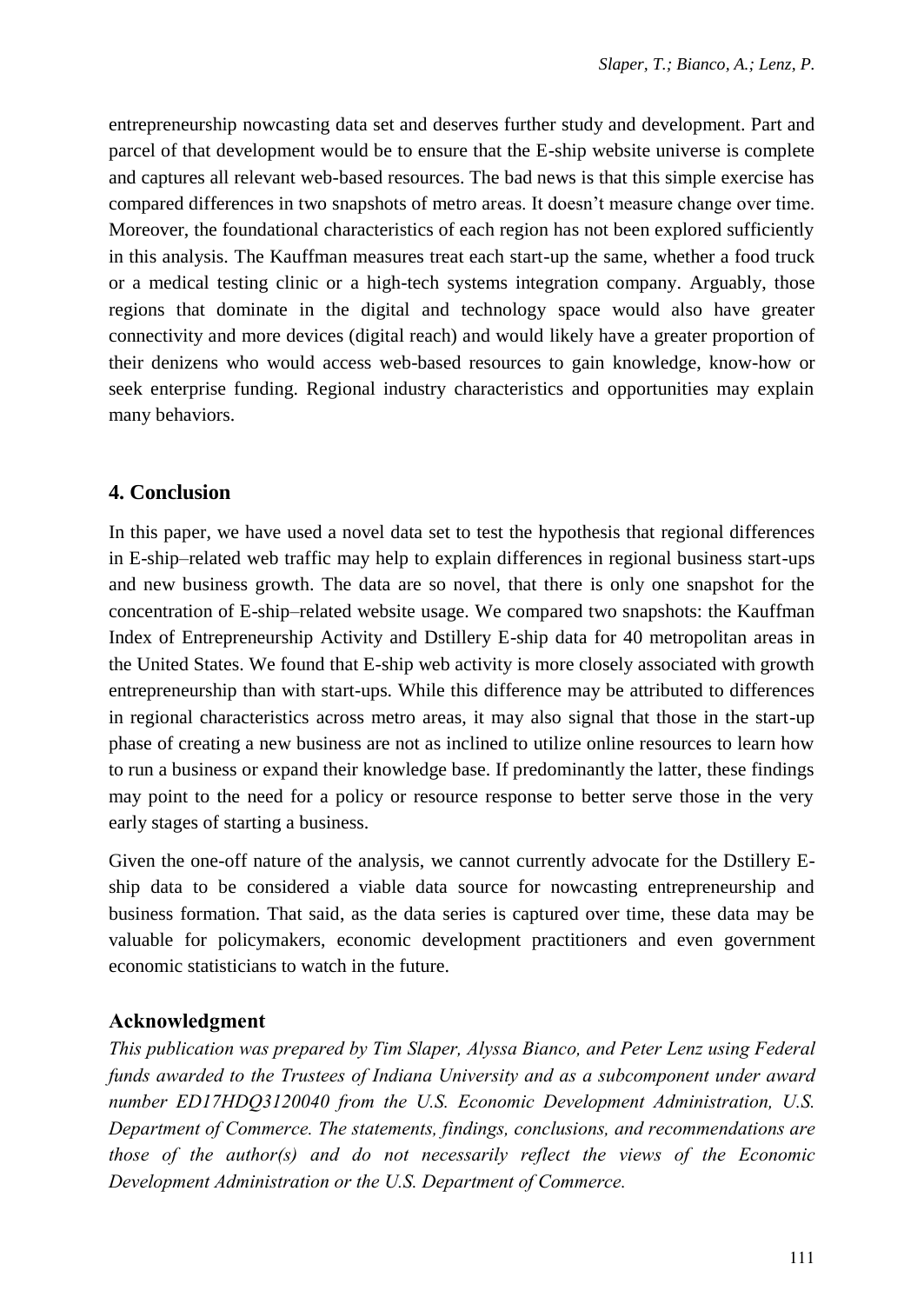entrepreneurship nowcasting data set and deserves further study and development. Part and parcel of that development would be to ensure that the E-ship website universe is complete and captures all relevant web-based resources. The bad news is that this simple exercise has compared differences in two snapshots of metro areas. It doesn't measure change over time. Moreover, the foundational characteristics of each region has not been explored sufficiently in this analysis. The Kauffman measures treat each start-up the same, whether a food truck or a medical testing clinic or a high-tech systems integration company. Arguably, those regions that dominate in the digital and technology space would also have greater connectivity and more devices (digital reach) and would likely have a greater proportion of their denizens who would access web-based resources to gain knowledge, know-how or seek enterprise funding. Regional industry characteristics and opportunities may explain many behaviors.

## 4. Conclusion

In this paper, we have used a novel data set to test the hypothesis that regional differences in E-ship–related web traffic may help to explain differences in regional business start-ups and new business growth. The data are so novel, that there is only one snapshot for the concentration of E-ship–related website usage. We compared two snapshots: the Kauffman Index of Entrepreneurship Activity and Dstillery E-ship data for 40 metropolitan areas in the United States. We found that E-ship web activity is more closely associated with growth entrepreneurship than with start-ups. While this difference may be attributed to differences in regional characteristics across metro areas, it may also signal that those in the start-up phase of creating a new business are not as inclined to utilize online resources to learn how to run a business or expand their knowledge base. If predominantly the latter, these findings may point to the need for a policy or resource response to better serve those in the very early stages of starting a business.

Given the one-off nature of the analysis, we cannot currently advocate for the Dstillery E-ship data to be considered a viable data source for nowcasting entrepreneurship and business formation. That said, as the data series is captured over time, these data may be valuable for policymakers, economic development practitioners and even government economic statisticians to watch in the future.

### Acknowledgment

*This publication was prepared by Tim Slaper, Alyssa Bianco, and Peter Lenz using Federal funds awarded to the Trustees of Indiana University and as a subcomponent under award number ED17HDQ3120040 from the U.S. Economic Development Administration, U.S. Department of Commerce. The statements, findings, conclusions, and recommendations are those of the author(s) and do not necessarily reflect the views of the Economic Development Administration or the U.S. Department of Commerce.*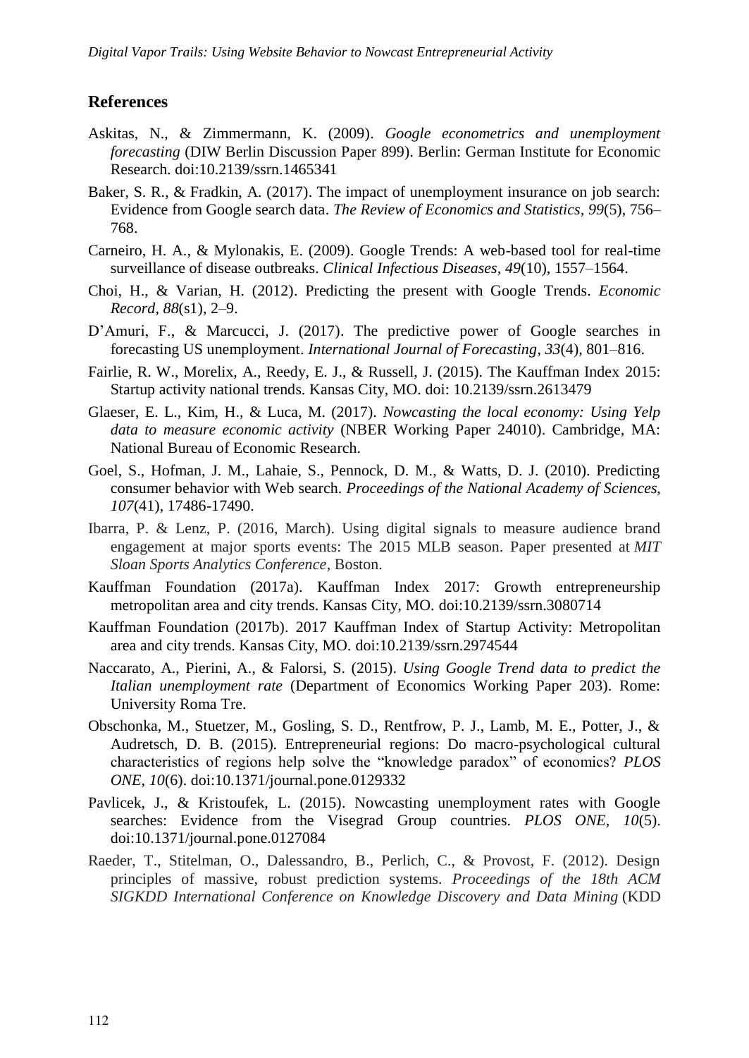## References

Askitas, N., & Zimmermann, K. (2009). *Google econometrics and unemployment forecasting* (DIW Berlin Discussion Paper 899). Berlin: German Institute for Economic Research. doi:10.2139/ssrn.1465341

Baker, S. R., & Fradkin, A. (2017). The impact of unemployment insurance on job search: Evidence from Google search data. *The Review of Economics and Statistics, 99*(5), 756–768.

Carneiro, H. A., & Mylonakis, E. (2009). Google Trends: A web-based tool for real-time surveillance of disease outbreaks. *Clinical Infectious Diseases, 49*(10), 1557–1564.

Choi, H., & Varian, H. (2012). Predicting the present with Google Trends. *Economic Record, 88*(s1), 2–9.

D'Amuri, F., & Marcucci, J. (2017). The predictive power of Google searches in forecasting US unemployment. *International Journal of Forecasting, 33*(4), 801–816.

Fairlie, R. W., Morelix, A., Reedy, E. J., & Russell, J. (2015). The Kauffman Index 2015: Startup activity national trends. Kansas City, MO. doi: 10.2139/ssrn.2613479

Glaeser, E. L., Kim, H., & Luca, M. (2017). *Nowcasting the local economy: Using Yelp data to measure economic activity* (NBER Working Paper 24010). Cambridge, MA: National Bureau of Economic Research.

Goel, S., Hofman, J. M., Lahaie, S., Pennock, D. M., & Watts, D. J. (2010). Predicting consumer behavior with Web search. *Proceedings of the National Academy of Sciences, 107*(41), 17486-17490.

Ibarra, P. & Lenz, P. (2016, March). Using digital signals to measure audience brand engagement at major sports events: The 2015 MLB season. Paper presented at *MIT Sloan Sports Analytics Conference*, Boston.

Kauffman Foundation (2017a). Kauffman Index 2017: Growth entrepreneurship metropolitan area and city trends. Kansas City, MO. doi:10.2139/ssrn.3080714

Kauffman Foundation (2017b). 2017 Kauffman Index of Startup Activity: Metropolitan area and city trends. Kansas City, MO. doi:10.2139/ssrn.2974544

Naccarato, A., Pierini, A., & Falorsi, S. (2015). *Using Google Trend data to predict the Italian unemployment rate* (Department of Economics Working Paper 203). Rome: University Roma Tre.

Obschonka, M., Stuetzer, M., Gosling, S. D., Rentfrow, P. J., Lamb, M. E., Potter, J., & Audretsch, D. B. (2015). Entrepreneurial regions: Do macro-psychological cultural characteristics of regions help solve the "knowledge paradox" of economics? *PLOS ONE, 10*(6). doi:10.1371/journal.pone.0129332

Pavlicek, J., & Kristoufek, L. (2015). Nowcasting unemployment rates with Google searches: Evidence from the Visegrad Group countries. *PLOS ONE, 10*(5). doi:10.1371/journal.pone.0127084

Raeder, T., Stitelman, O., Dalessandro, B., Perlich, C., & Provost, F. (2012). Design principles of massive, robust prediction systems. *Proceedings of the 18th ACM SIGKDD International Conference on Knowledge Discovery and Data Mining* (KDD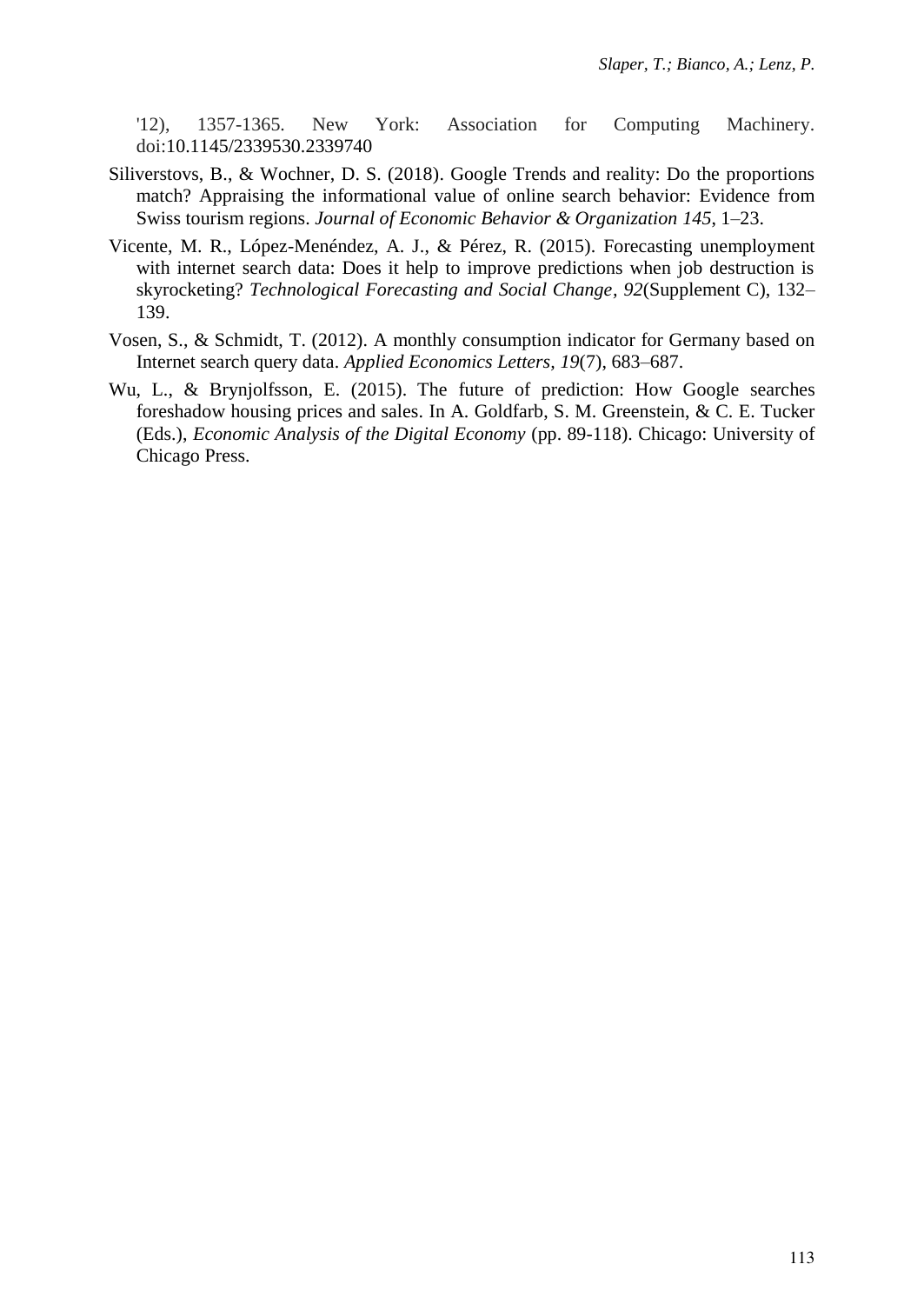'12), 1357-1365. New York: Association for Computing Machinery. doi:10.1145/2339530.2339740

Siliverstovs, B., & Wochner, D. S. (2018). Google Trends and reality: Do the proportions match? Appraising the informational value of online search behavior: Evidence from Swiss tourism regions. *Journal of Economic Behavior & Organization 145*, 1–23.

Vicente, M. R., López-Menéndez, A. J., & Pérez, R. (2015). Forecasting unemployment with internet search data: Does it help to improve predictions when job destruction is skyrocketing? *Technological Forecasting and Social Change, 92*(Supplement C), 132–139.

Vosen, S., & Schmidt, T. (2012). A monthly consumption indicator for Germany based on Internet search query data. *Applied Economics Letters, 19*(7), 683–687.

Wu, L., & Brynjolfsson, E. (2015). The future of prediction: How Google searches foreshadow housing prices and sales. In A. Goldfarb, S. M. Greenstein, & C. E. Tucker (Eds.), *Economic Analysis of the Digital Economy* (pp. 89-118). Chicago: University of Chicago Press.